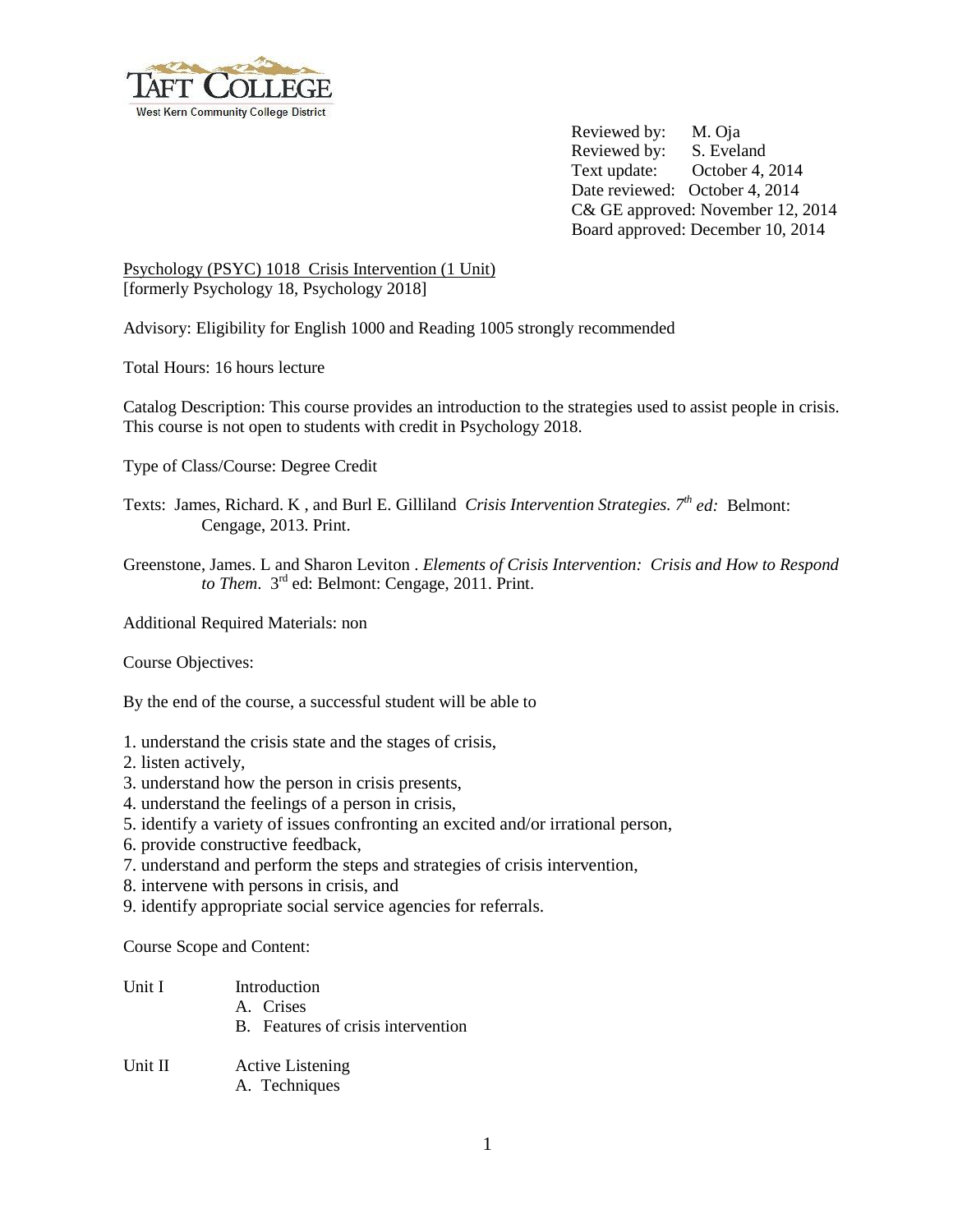Reviewed by: M. Oja
Reviewed by: S. Eveland
Text update: October 4, 2014
Date reviewed: October 4, 2014
C& GE approved: November 12, 2014
Board approved: December 10, 2014

Psychology (PSYC) 1018 Crisis Intervention (1 Unit)
[formerly Psychology 18, Psychology 2018]

Advisory: Eligibility for English 1000 and Reading 1005 strongly recommended

Total Hours: 16 hours lecture

Catalog Description: This course provides an introduction to the strategies used to assist people in crisis. This course is not open to students with credit in Psychology 2018.

Type of Class/Course: Degree Credit

Texts: James, Richard. K , and Burl E. Gilliland *Crisis Intervention Strategies. 7th ed:* Belmont: Cengage, 2013. Print.

Greenstone, James. L and Sharon Leviton . *Elements of Crisis Intervention: Crisis and How to Respond to Them*. 3rd ed: Belmont: Cengage, 2011. Print.

Additional Required Materials: non

Course Objectives:

By the end of the course, a successful student will be able to

1. understand the crisis state and the stages of crisis,
2. listen actively,
3. understand how the person in crisis presents,
4. understand the feelings of a person in crisis,
5. identify a variety of issues confronting an excited and/or irrational person,
6. provide constructive feedback,
7. understand and perform the steps and strategies of crisis intervention,
8. intervene with persons in crisis, and
9. identify appropriate social service agencies for referrals.

Course Scope and Content:

Unit I Introduction
- A. Crises
- B. Features of crisis intervention

Unit II Active Listening
- A. Techniques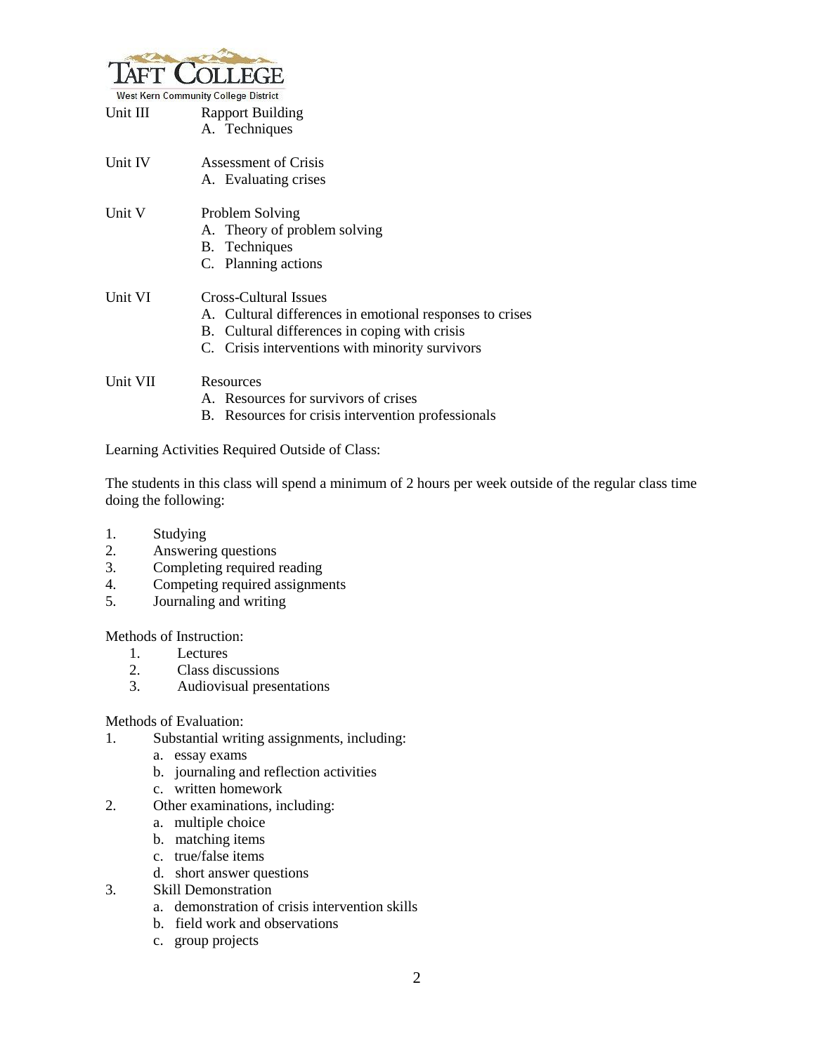Unit III Rapport Building
   A. Techniques

Unit IV Assessment of Crisis
   A. Evaluating crises

Unit V Problem Solving
   A. Theory of problem solving
   B. Techniques
   C. Planning actions

Unit VI Cross-Cultural Issues
   A. Cultural differences in emotional responses to crises
   B. Cultural differences in coping with crisis
   C. Crisis interventions with minority survivors

Unit VII Resources
   A. Resources for survivors of crises
   B. Resources for crisis intervention professionals

Learning Activities Required Outside of Class:

The students in this class will spend a minimum of 2 hours per week outside of the regular class time doing the following:

1. Studying
2. Answering questions
3. Completing required reading
4. Competing required assignments
5. Journaling and writing

Methods of Instruction:

1. Lectures
2. Class discussions
3. Audiovisual presentations

Methods of Evaluation:

1. Substantial writing assignments, including:
   a. essay exams
   b. journaling and reflection activities
   c. written homework
2. Other examinations, including:
   a. multiple choice
   b. matching items
   c. true/false items
   d. short answer questions
3. Skill Demonstration
   a. demonstration of crisis intervention skills
   b. field work and observations
   c. group projects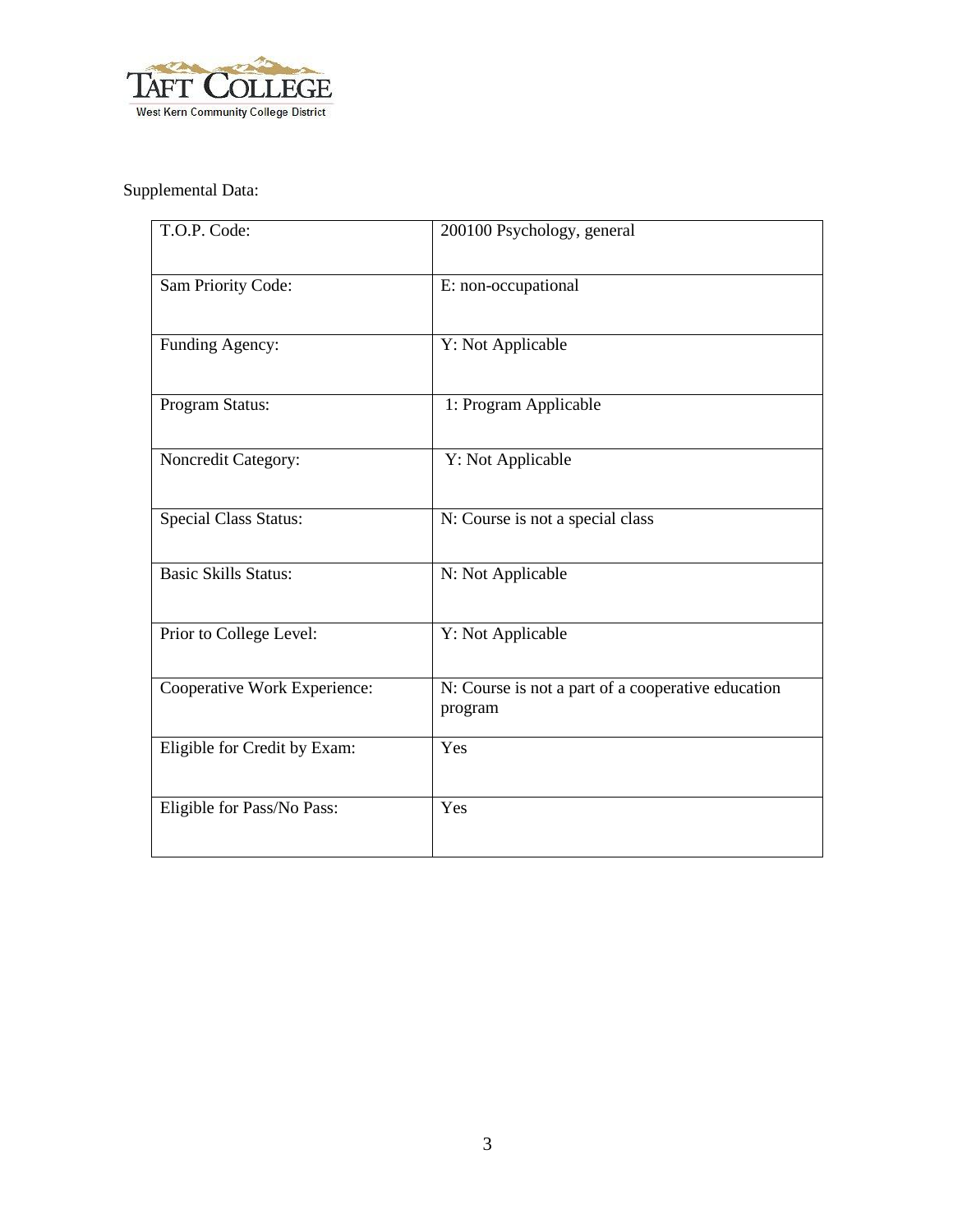Supplemental Data:

| | |
|---|---|
| T.O.P. Code: | 200100 Psychology, general |
| Sam Priority Code: | E: non-occupational |
| Funding Agency: | Y: Not Applicable |
| Program Status: | 1: Program Applicable |
| Noncredit Category: | Y: Not Applicable |
| Special Class Status: | N: Course is not a special class |
| Basic Skills Status: | N: Not Applicable |
| Prior to College Level: | Y: Not Applicable |
| Cooperative Work Experience: | N: Course is not a part of a cooperative education program |
| Eligible for Credit by Exam: | Yes |
| Eligible for Pass/No Pass: | Yes |